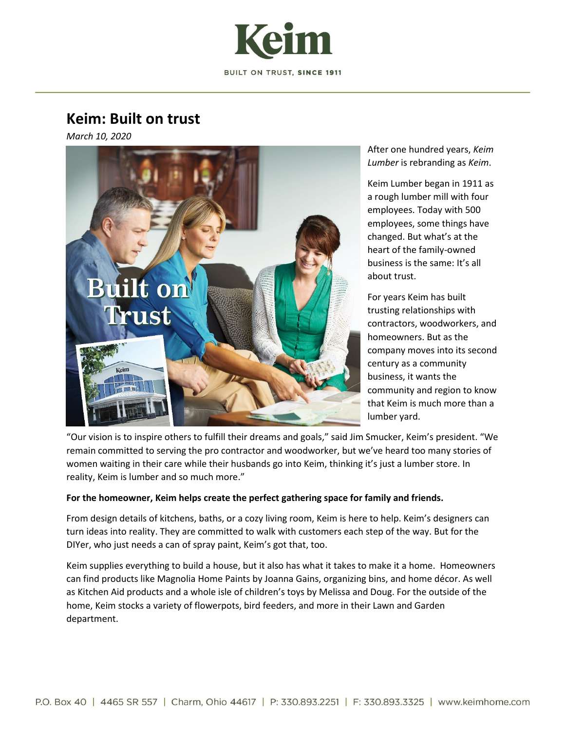# Keim: Built on trust

*March 10, 2020*

After one hundred years, *Keim Lumber* is rebranding as *Keim*.

Keim Lumber began in 1911 as a rough lumber mill with four employees. Today with 500 employees, some things have changed. But what's at the heart of the family-owned business is the same: It's all about trust.

For years Keim has built trusting relationships with contractors, woodworkers, and homeowners. But as the company moves into its second century as a community business, it wants the community and region to know that Keim is much more than a lumber yard.

"Our vision is to inspire others to fulfill their dreams and goals," said Jim Smucker, Keim's president. "We remain committed to serving the pro contractor and woodworker, but we've heard too many stories of women waiting in their care while their husbands go into Keim, thinking it's just a lumber store. In reality, Keim is lumber and so much more."

**For the homeowner, Keim helps create the perfect gathering space for family and friends.**

From design details of kitchens, baths, or a cozy living room, Keim is here to help. Keim's designers can turn ideas into reality. They are committed to walk with customers each step of the way. But for the DIYer, who just needs a can of spray paint, Keim's got that, too.

Keim supplies everything to build a house, but it also has what it takes to make it a home. Homeowners can find products like Magnolia Home Paints by Joanna Gains, organizing bins, and home décor. As well as Kitchen Aid products and a whole isle of children's toys by Melissa and Doug. For the outside of the home, Keim stocks a variety of flowerpots, bird feeders, and more in their Lawn and Garden department.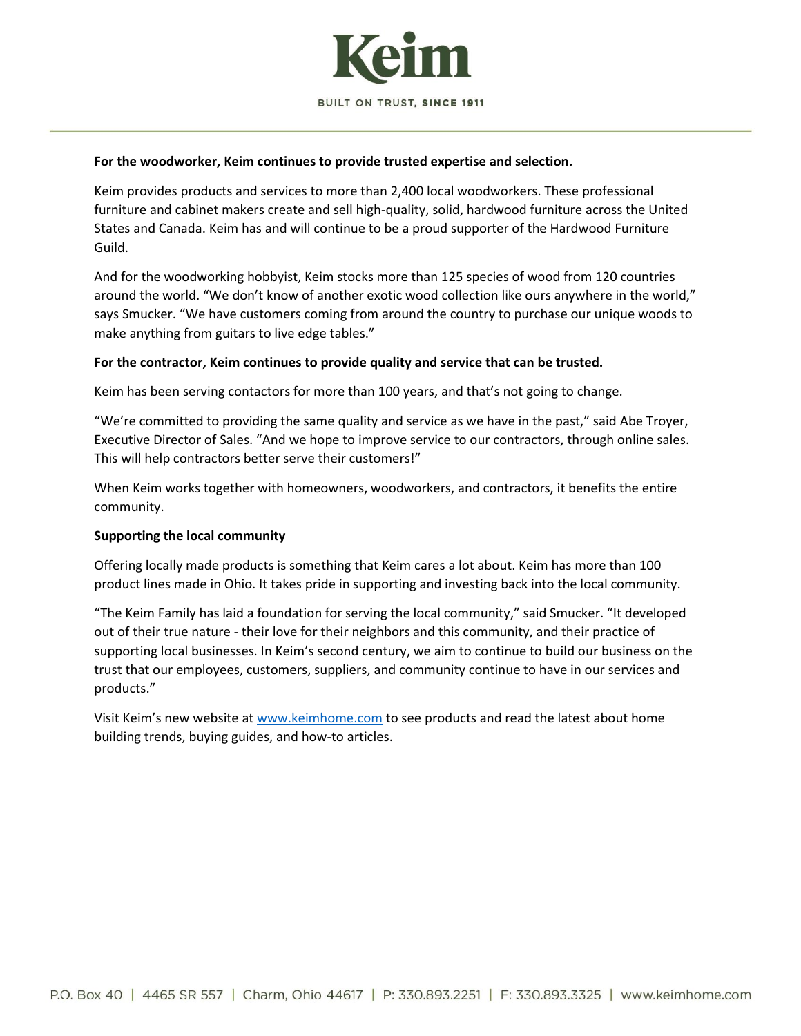**For the woodworker, Keim continues to provide trusted expertise and selection.**

Keim provides products and services to more than 2,400 local woodworkers. These professional furniture and cabinet makers create and sell high-quality, solid, hardwood furniture across the United States and Canada. Keim has and will continue to be a proud supporter of the Hardwood Furniture Guild.

And for the woodworking hobbyist, Keim stocks more than 125 species of wood from 120 countries around the world. "We don't know of another exotic wood collection like ours anywhere in the world," says Smucker. "We have customers coming from around the country to purchase our unique woods to make anything from guitars to live edge tables."

**For the contractor, Keim continues to provide quality and service that can be trusted.**

Keim has been serving contactors for more than 100 years, and that's not going to change.

"We're committed to providing the same quality and service as we have in the past," said Abe Troyer, Executive Director of Sales. "And we hope to improve service to our contractors, through online sales. This will help contractors better serve their customers!"

When Keim works together with homeowners, woodworkers, and contractors, it benefits the entire community.

**Supporting the local community**

Offering locally made products is something that Keim cares a lot about. Keim has more than 100 product lines made in Ohio. It takes pride in supporting and investing back into the local community.

"The Keim Family has laid a foundation for serving the local community," said Smucker. "It developed out of their true nature - their love for their neighbors and this community, and their practice of supporting local businesses. In Keim's second century, we aim to continue to build our business on the trust that our employees, customers, suppliers, and community continue to have in our services and products."

Visit Keim's new website at www.keimhome.com to see products and read the latest about home building trends, buying guides, and how-to articles.